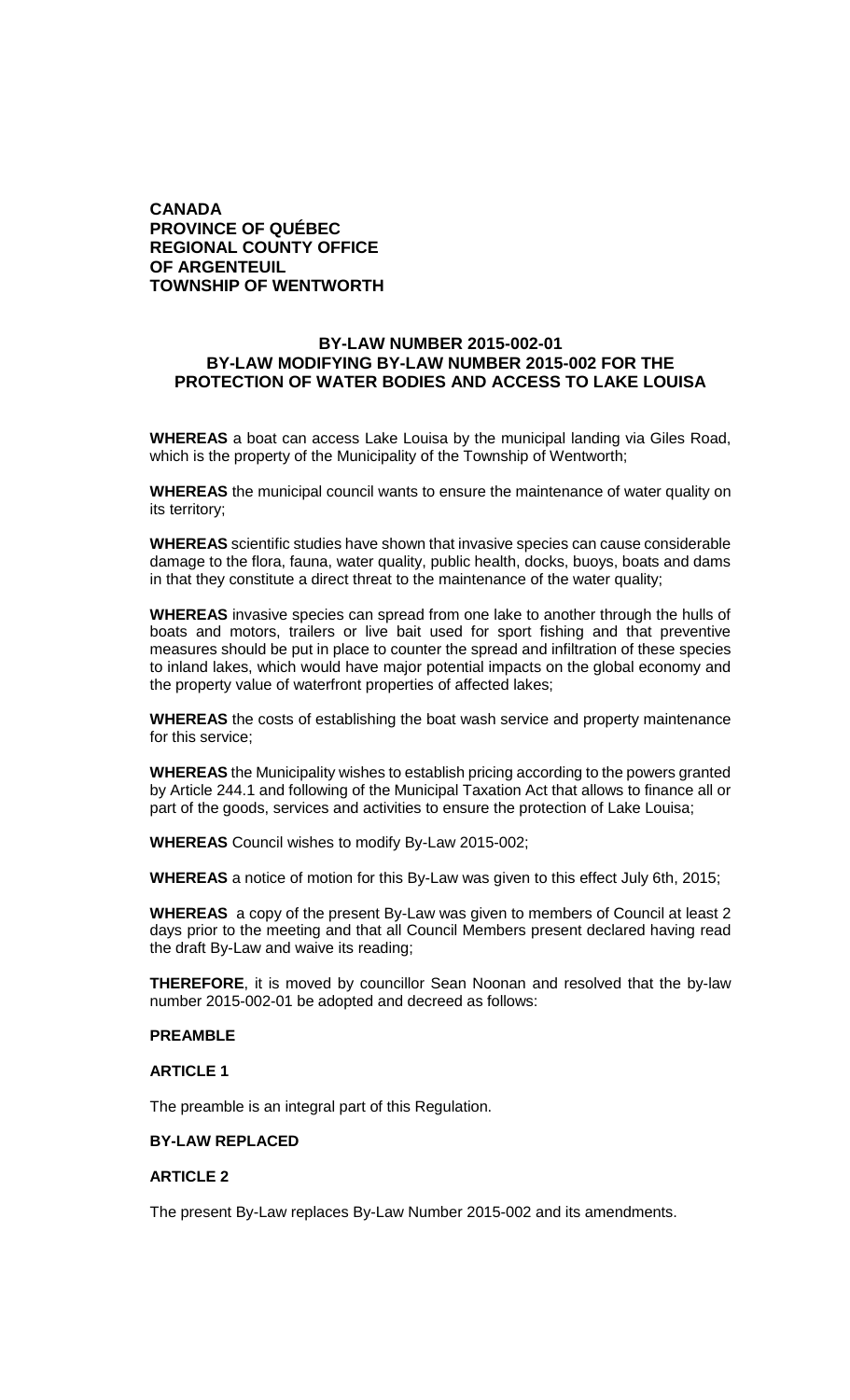**CANADA**
**PROVINCE OF QUÉBEC**
**REGIONAL COUNTY OFFICE**
**OF ARGENTEUIL**
**TOWNSHIP OF WENTWORTH**

## BY-LAW NUMBER 2015-002-01
## BY-LAW MODIFYING BY-LAW NUMBER 2015-002 FOR THE PROTECTION OF WATER BODIES AND ACCESS TO LAKE LOUISA

**WHEREAS** a boat can access Lake Louisa by the municipal landing via Giles Road, which is the property of the Municipality of the Township of Wentworth;

**WHEREAS** the municipal council wants to ensure the maintenance of water quality on its territory;

**WHEREAS** scientific studies have shown that invasive species can cause considerable damage to the flora, fauna, water quality, public health, docks, buoys, boats and dams in that they constitute a direct threat to the maintenance of the water quality;

**WHEREAS** invasive species can spread from one lake to another through the hulls of boats and motors, trailers or live bait used for sport fishing and that preventive measures should be put in place to counter the spread and infiltration of these species to inland lakes, which would have major potential impacts on the global economy and the property value of waterfront properties of affected lakes;

**WHEREAS** the costs of establishing the boat wash service and property maintenance for this service;

**WHEREAS** the Municipality wishes to establish pricing according to the powers granted by Article 244.1 and following of the Municipal Taxation Act that allows to finance all or part of the goods, services and activities to ensure the protection of Lake Louisa;

**WHEREAS** Council wishes to modify By-Law 2015-002;

**WHEREAS** a notice of motion for this By-Law was given to this effect July 6th, 2015;

**WHEREAS** a copy of the present By-Law was given to members of Council at least 2 days prior to the meeting and that all Council Members present declared having read the draft By-Law and waive its reading;

**THEREFORE**, it is moved by councillor Sean Noonan and resolved that the by-law number 2015-002-01 be adopted and decreed as follows:

**PREAMBLE**

**ARTICLE 1**

The preamble is an integral part of this Regulation.

**BY-LAW REPLACED**

**ARTICLE 2**

The present By-Law replaces By-Law Number 2015-002 and its amendments.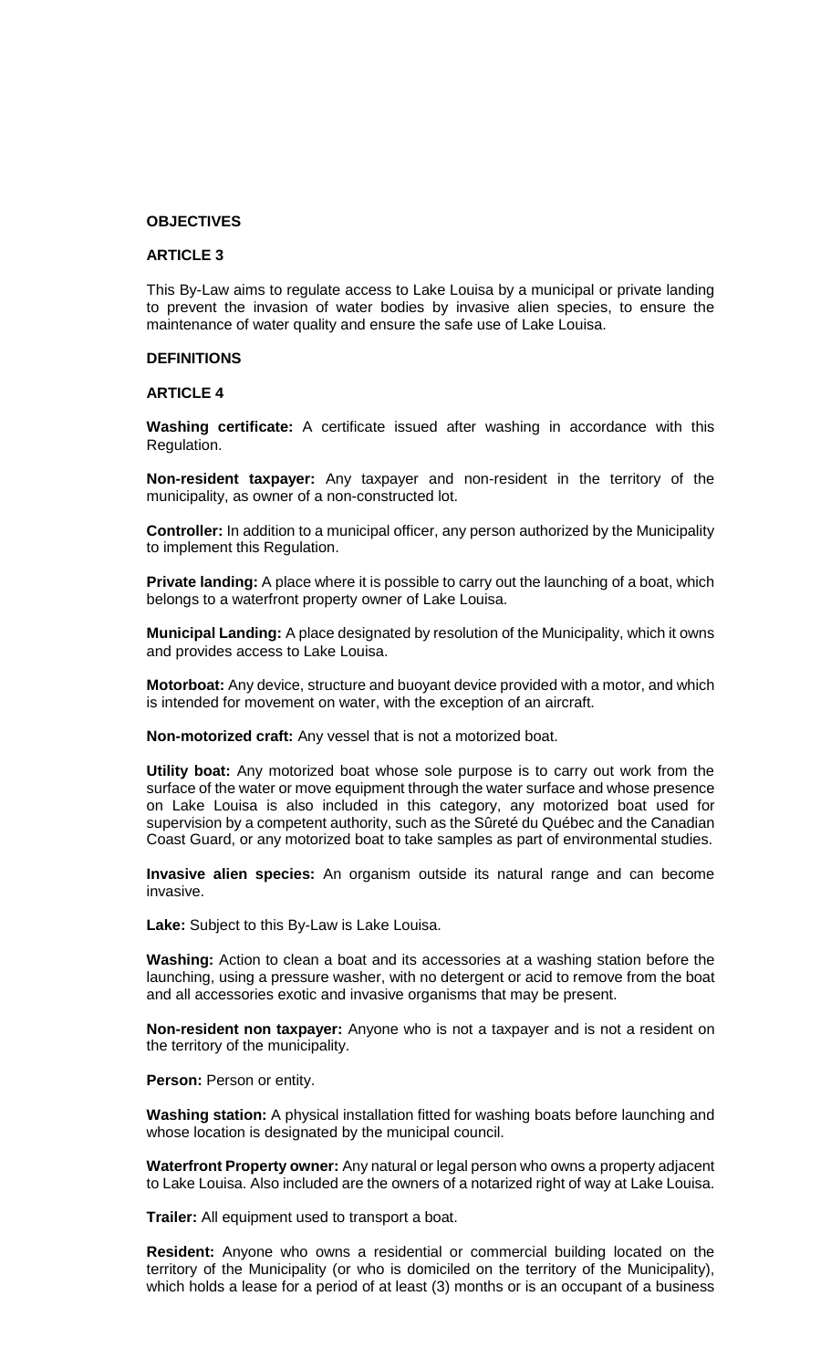**OBJECTIVES**

**ARTICLE 3**

This By-Law aims to regulate access to Lake Louisa by a municipal or private landing to prevent the invasion of water bodies by invasive alien species, to ensure the maintenance of water quality and ensure the safe use of Lake Louisa.

**DEFINITIONS**

**ARTICLE 4**

**Washing certificate:** A certificate issued after washing in accordance with this Regulation.

**Non-resident taxpayer:** Any taxpayer and non-resident in the territory of the municipality, as owner of a non-constructed lot.

**Controller:** In addition to a municipal officer, any person authorized by the Municipality to implement this Regulation.

**Private landing:** A place where it is possible to carry out the launching of a boat, which belongs to a waterfront property owner of Lake Louisa.

**Municipal Landing:** A place designated by resolution of the Municipality, which it owns and provides access to Lake Louisa.

**Motorboat:** Any device, structure and buoyant device provided with a motor, and which is intended for movement on water, with the exception of an aircraft.

**Non-motorized craft:** Any vessel that is not a motorized boat.

**Utility boat:** Any motorized boat whose sole purpose is to carry out work from the surface of the water or move equipment through the water surface and whose presence on Lake Louisa is also included in this category, any motorized boat used for supervision by a competent authority, such as the Sûreté du Québec and the Canadian Coast Guard, or any motorized boat to take samples as part of environmental studies.

**Invasive alien species:** An organism outside its natural range and can become invasive.

**Lake:** Subject to this By-Law is Lake Louisa.

**Washing:** Action to clean a boat and its accessories at a washing station before the launching, using a pressure washer, with no detergent or acid to remove from the boat and all accessories exotic and invasive organisms that may be present.

**Non-resident non taxpayer:** Anyone who is not a taxpayer and is not a resident on the territory of the municipality.

**Person:** Person or entity.

**Washing station:** A physical installation fitted for washing boats before launching and whose location is designated by the municipal council.

**Waterfront Property owner:** Any natural or legal person who owns a property adjacent to Lake Louisa. Also included are the owners of a notarized right of way at Lake Louisa.

**Trailer:** All equipment used to transport a boat.

**Resident:** Anyone who owns a residential or commercial building located on the territory of the Municipality (or who is domiciled on the territory of the Municipality), which holds a lease for a period of at least (3) months or is an occupant of a business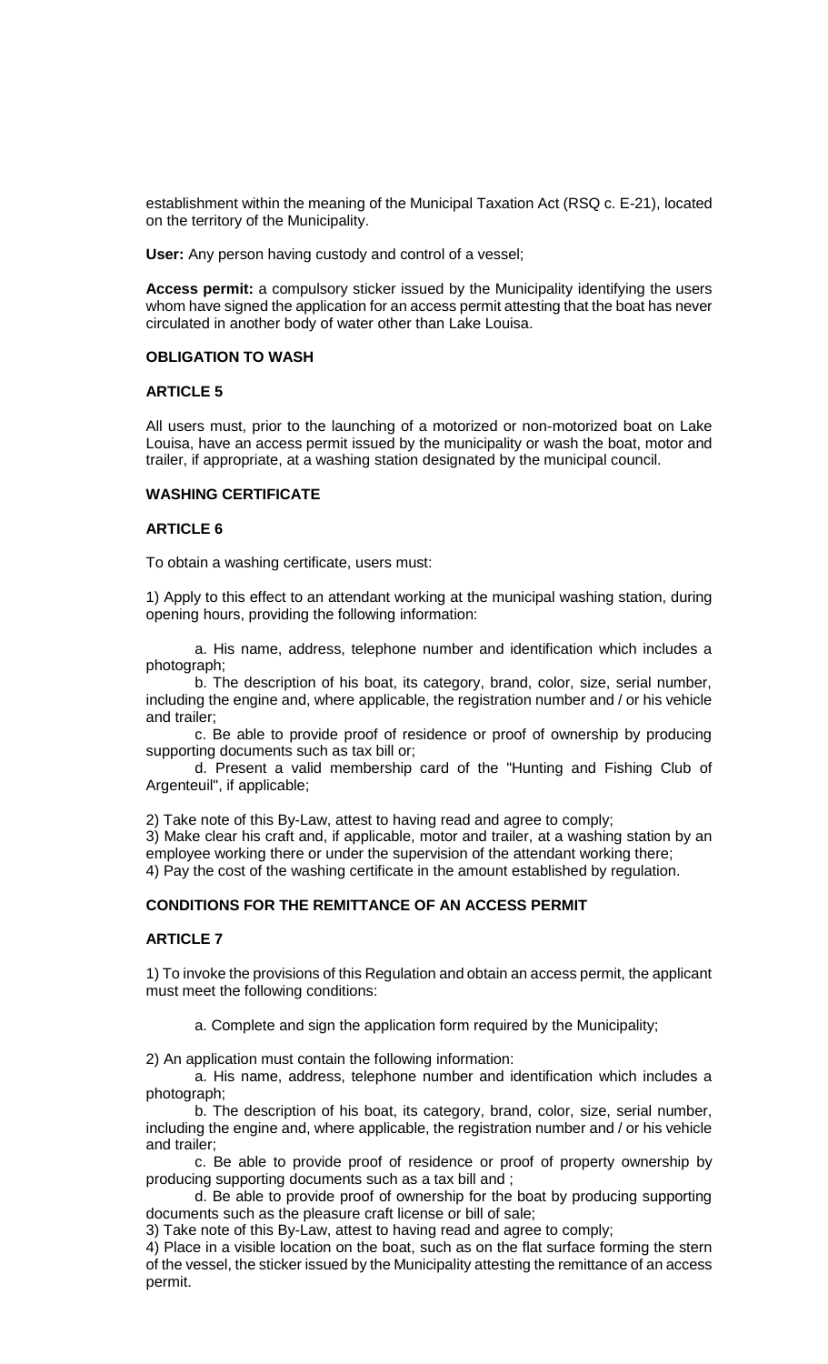establishment within the meaning of the Municipal Taxation Act (RSQ c. E-21), located on the territory of the Municipality.

**User:** Any person having custody and control of a vessel;

**Access permit:** a compulsory sticker issued by the Municipality identifying the users whom have signed the application for an access permit attesting that the boat has never circulated in another body of water other than Lake Louisa.

**OBLIGATION TO WASH**

**ARTICLE 5**

All users must, prior to the launching of a motorized or non-motorized boat on Lake Louisa, have an access permit issued by the municipality or wash the boat, motor and trailer, if appropriate, at a washing station designated by the municipal council.

**WASHING CERTIFICATE**

**ARTICLE 6**

To obtain a washing certificate, users must:

1) Apply to this effect to an attendant working at the municipal washing station, during opening hours, providing the following information:

   a. His name, address, telephone number and identification which includes a photograph;
   b. The description of his boat, its category, brand, color, size, serial number, including the engine and, where applicable, the registration number and / or his vehicle and trailer;
   c. Be able to provide proof of residence or proof of ownership by producing supporting documents such as tax bill or;
   d. Present a valid membership card of the "Hunting and Fishing Club of Argenteuil", if applicable;

2) Take note of this By-Law, attest to having read and agree to comply;
3) Make clear his craft and, if applicable, motor and trailer, at a washing station by an employee working there or under the supervision of the attendant working there;
4) Pay the cost of the washing certificate in the amount established by regulation.

**CONDITIONS FOR THE REMITTANCE OF AN ACCESS PERMIT**

**ARTICLE 7**

1) To invoke the provisions of this Regulation and obtain an access permit, the applicant must meet the following conditions:

   a. Complete and sign the application form required by the Municipality;

2) An application must contain the following information:
   a. His name, address, telephone number and identification which includes a photograph;
   b. The description of his boat, its category, brand, color, size, serial number, including the engine and, where applicable, the registration number and / or his vehicle and trailer;
   c. Be able to provide proof of residence or proof of property ownership by producing supporting documents such as a tax bill and ;
   d. Be able to provide proof of ownership for the boat by producing supporting documents such as the pleasure craft license or bill of sale;

3) Take note of this By-Law, attest to having read and agree to comply;
4) Place in a visible location on the boat, such as on the flat surface forming the stern of the vessel, the sticker issued by the Municipality attesting the remittance of an access permit.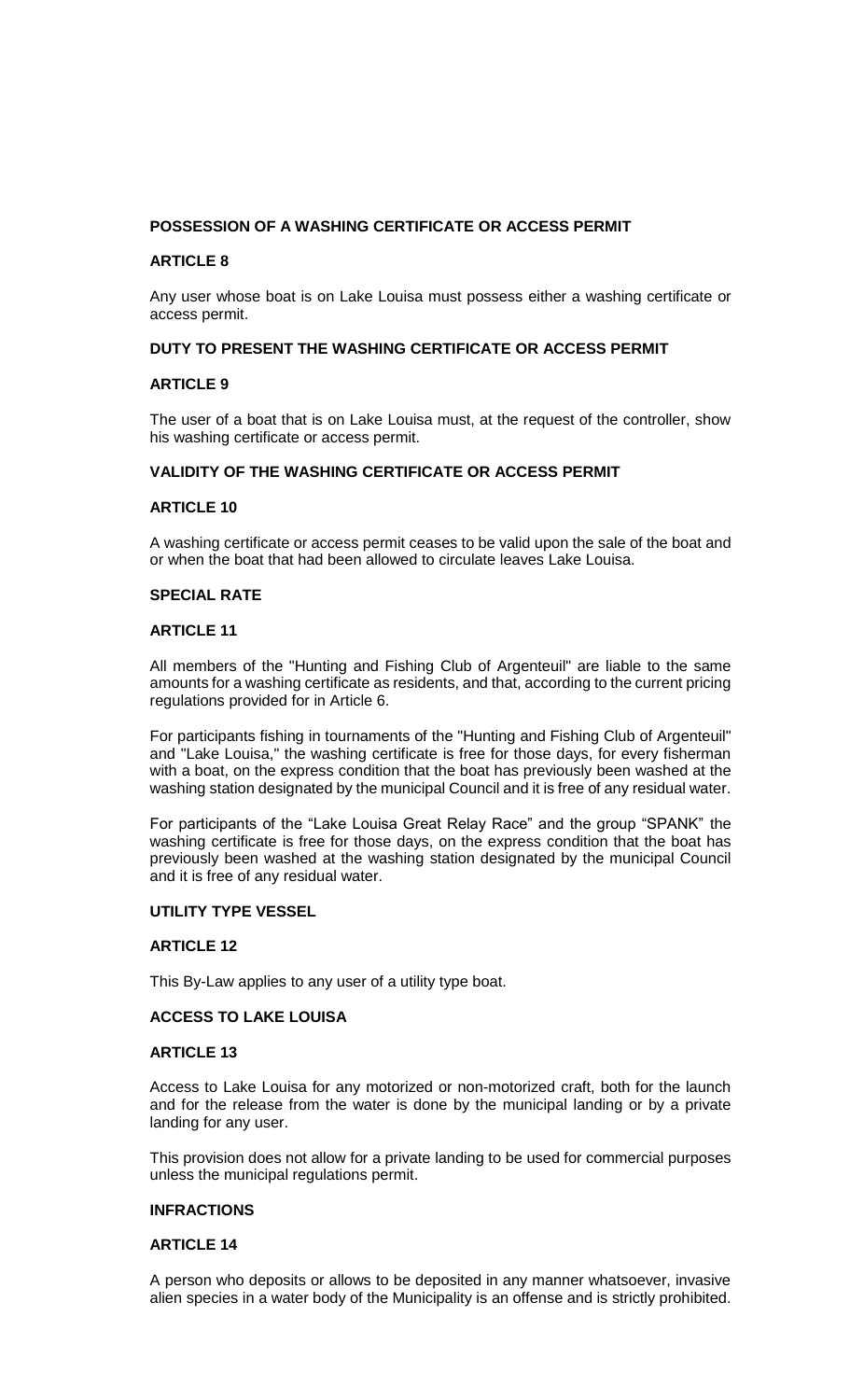**POSSESSION OF A WASHING CERTIFICATE OR ACCESS PERMIT**

**ARTICLE 8**

Any user whose boat is on Lake Louisa must possess either a washing certificate or access permit.

**DUTY TO PRESENT THE WASHING CERTIFICATE OR ACCESS PERMIT**

**ARTICLE 9**

The user of a boat that is on Lake Louisa must, at the request of the controller, show his washing certificate or access permit.

**VALIDITY OF THE WASHING CERTIFICATE OR ACCESS PERMIT**

**ARTICLE 10**

A washing certificate or access permit ceases to be valid upon the sale of the boat and or when the boat that had been allowed to circulate leaves Lake Louisa.

**SPECIAL RATE**

**ARTICLE 11**

All members of the "Hunting and Fishing Club of Argenteuil" are liable to the same amounts for a washing certificate as residents, and that, according to the current pricing regulations provided for in Article 6.

For participants fishing in tournaments of the "Hunting and Fishing Club of Argenteuil" and "Lake Louisa," the washing certificate is free for those days, for every fisherman with a boat, on the express condition that the boat has previously been washed at the washing station designated by the municipal Council and it is free of any residual water.

For participants of the "Lake Louisa Great Relay Race" and the group "SPANK" the washing certificate is free for those days, on the express condition that the boat has previously been washed at the washing station designated by the municipal Council and it is free of any residual water.

**UTILITY TYPE VESSEL**

**ARTICLE 12**

This By-Law applies to any user of a utility type boat.

**ACCESS TO LAKE LOUISA**

**ARTICLE 13**

Access to Lake Louisa for any motorized or non-motorized craft, both for the launch and for the release from the water is done by the municipal landing or by a private landing for any user.

This provision does not allow for a private landing to be used for commercial purposes unless the municipal regulations permit.

**INFRACTIONS**

**ARTICLE 14**

A person who deposits or allows to be deposited in any manner whatsoever, invasive alien species in a water body of the Municipality is an offense and is strictly prohibited.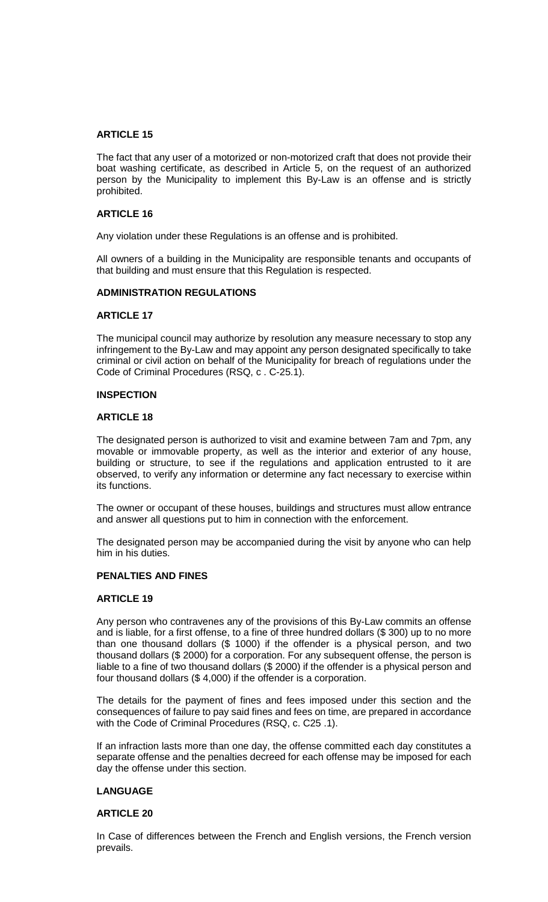**ARTICLE 15**

The fact that any user of a motorized or non-motorized craft that does not provide their boat washing certificate, as described in Article 5, on the request of an authorized person by the Municipality to implement this By-Law is an offense and is strictly prohibited.

**ARTICLE 16**

Any violation under these Regulations is an offense and is prohibited.

All owners of a building in the Municipality are responsible tenants and occupants of that building and must ensure that this Regulation is respected.

**ADMINISTRATION REGULATIONS**

**ARTICLE 17**

The municipal council may authorize by resolution any measure necessary to stop any infringement to the By-Law and may appoint any person designated specifically to take criminal or civil action on behalf of the Municipality for breach of regulations under the Code of Criminal Procedures (RSQ, c . C-25.1).

**INSPECTION**

**ARTICLE 18**

The designated person is authorized to visit and examine between 7am and 7pm, any movable or immovable property, as well as the interior and exterior of any house, building or structure, to see if the regulations and application entrusted to it are observed, to verify any information or determine any fact necessary to exercise within its functions.

The owner or occupant of these houses, buildings and structures must allow entrance and answer all questions put to him in connection with the enforcement.

The designated person may be accompanied during the visit by anyone who can help him in his duties.

**PENALTIES AND FINES**

**ARTICLE 19**

Any person who contravenes any of the provisions of this By-Law commits an offense and is liable, for a first offense, to a fine of three hundred dollars ($ 300) up to no more than one thousand dollars ($ 1000) if the offender is a physical person, and two thousand dollars ($ 2000) for a corporation. For any subsequent offense, the person is liable to a fine of two thousand dollars ($ 2000) if the offender is a physical person and four thousand dollars ($ 4,000) if the offender is a corporation.

The details for the payment of fines and fees imposed under this section and the consequences of failure to pay said fines and fees on time, are prepared in accordance with the Code of Criminal Procedures (RSQ, c. C25 .1).

If an infraction lasts more than one day, the offense committed each day constitutes a separate offense and the penalties decreed for each offense may be imposed for each day the offense under this section.

**LANGUAGE**

**ARTICLE 20**

In Case of differences between the French and English versions, the French version prevails.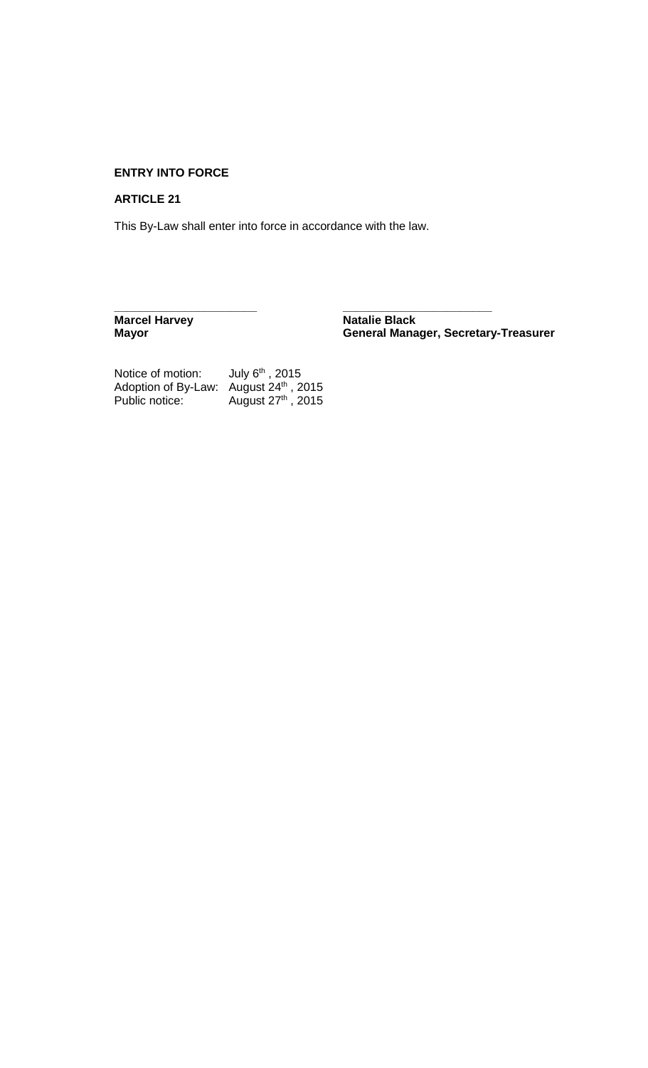**ENTRY INTO FORCE**

**ARTICLE 21**

This By-Law shall enter into force in accordance with the law.

| | |
|---|---|
| ______________________ | ______________________ |
| **Marcel Harvey** | **Natalie Black** |
| **Mayor** | **General Manager, Secretary-Treasurer** |

| | |
|---|---|
| Notice of motion: | July 6th , 2015 |
| Adoption of By-Law: | August 24th , 2015 |
| Public notice: | August 27th , 2015 |